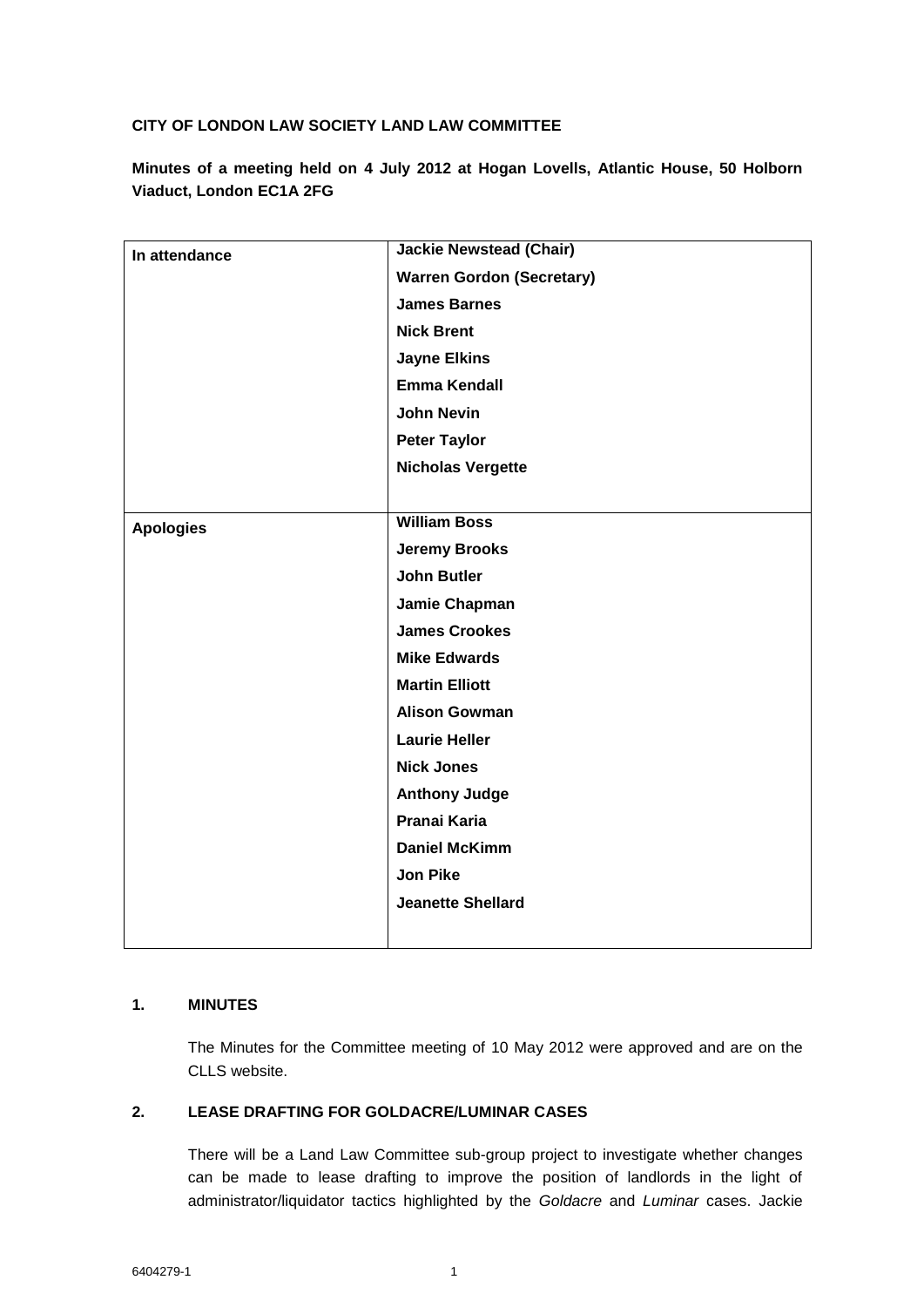**CITY OF LONDON LAW SOCIETY LAND LAW COMMITTEE**

**Minutes of a meeting held on 4 July 2012 at Hogan Lovells, Atlantic House, 50 Holborn Viaduct, London EC1A 2FG**

| | |
|---|---|
| **In attendance** | **Jackie Newstead (Chair)**<br>**Warren Gordon (Secretary)**<br>**James Barnes**<br>**Nick Brent**<br>**Jayne Elkins**<br>**Emma Kendall**<br>**John Nevin**<br>**Peter Taylor**<br>**Nicholas Vergette** |
| **Apologies** | **William Boss**<br>**Jeremy Brooks**<br>**John Butler**<br>**Jamie Chapman**<br>**James Crookes**<br>**Mike Edwards**<br>**Martin Elliott**<br>**Alison Gowman**<br>**Laurie Heller**<br>**Nick Jones**<br>**Anthony Judge**<br>**Pranai Karia**<br>**Daniel McKimm**<br>**Jon Pike**<br>**Jeanette Shellard** |

## 1. MINUTES

The Minutes for the Committee meeting of 10 May 2012 were approved and are on the CLLS website.

## 2. LEASE DRAFTING FOR GOLDACRE/LUMINAR CASES

There will be a Land Law Committee sub-group project to investigate whether changes can be made to lease drafting to improve the position of landlords in the light of administrator/liquidator tactics highlighted by the *Goldacre* and *Luminar* cases. Jackie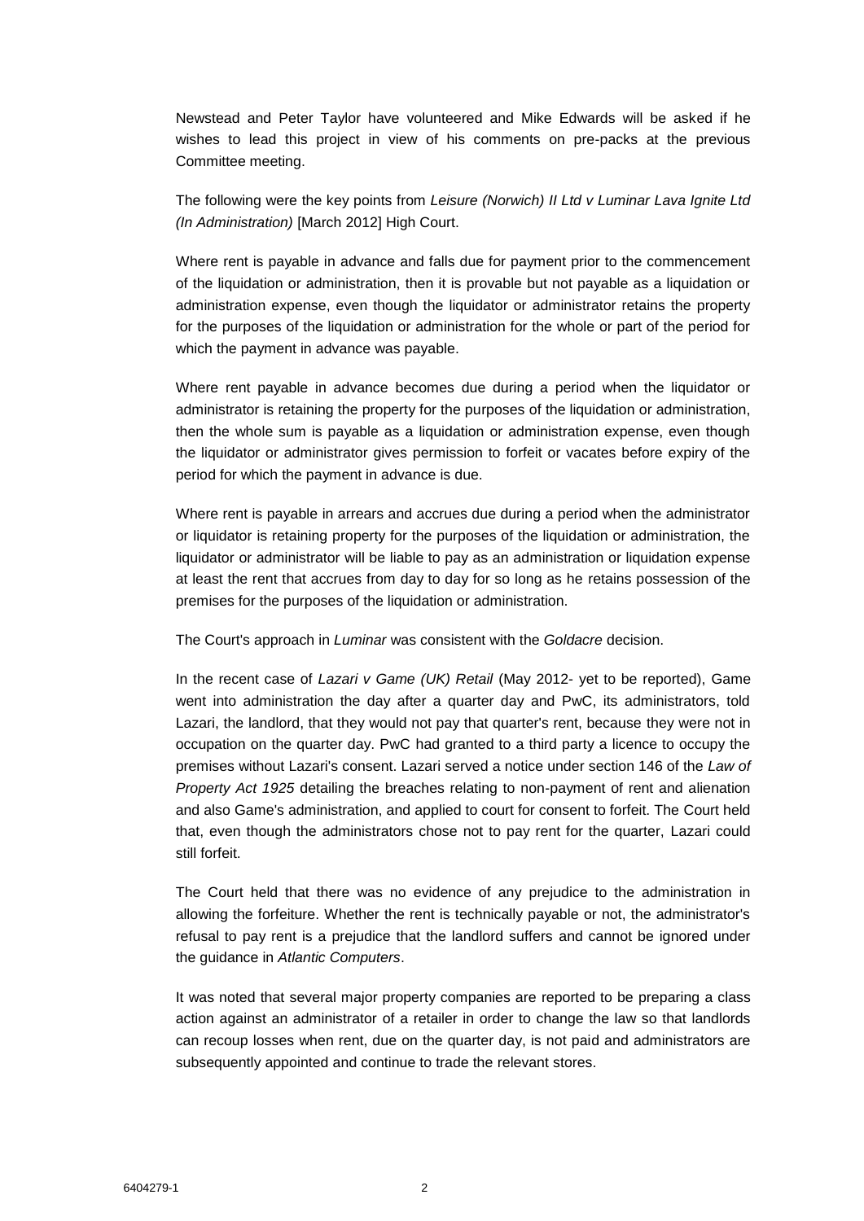Newstead and Peter Taylor have volunteered and Mike Edwards will be asked if he wishes to lead this project in view of his comments on pre-packs at the previous Committee meeting.

The following were the key points from *Leisure (Norwich) II Ltd v Luminar Lava Ignite Ltd (In Administration)* [March 2012] High Court.

Where rent is payable in advance and falls due for payment prior to the commencement of the liquidation or administration, then it is provable but not payable as a liquidation or administration expense, even though the liquidator or administrator retains the property for the purposes of the liquidation or administration for the whole or part of the period for which the payment in advance was payable.

Where rent payable in advance becomes due during a period when the liquidator or administrator is retaining the property for the purposes of the liquidation or administration, then the whole sum is payable as a liquidation or administration expense, even though the liquidator or administrator gives permission to forfeit or vacates before expiry of the period for which the payment in advance is due.

Where rent is payable in arrears and accrues due during a period when the administrator or liquidator is retaining property for the purposes of the liquidation or administration, the liquidator or administrator will be liable to pay as an administration or liquidation expense at least the rent that accrues from day to day for so long as he retains possession of the premises for the purposes of the liquidation or administration.

The Court's approach in *Luminar* was consistent with the *Goldacre* decision.

In the recent case of *Lazari v Game (UK) Retail* (May 2012- yet to be reported), Game went into administration the day after a quarter day and PwC, its administrators, told Lazari, the landlord, that they would not pay that quarter's rent, because they were not in occupation on the quarter day. PwC had granted to a third party a licence to occupy the premises without Lazari's consent. Lazari served a notice under section 146 of the *Law of Property Act 1925* detailing the breaches relating to non-payment of rent and alienation and also Game's administration, and applied to court for consent to forfeit. The Court held that, even though the administrators chose not to pay rent for the quarter, Lazari could still forfeit.

The Court held that there was no evidence of any prejudice to the administration in allowing the forfeiture. Whether the rent is technically payable or not, the administrator's refusal to pay rent is a prejudice that the landlord suffers and cannot be ignored under the guidance in *Atlantic Computers*.

It was noted that several major property companies are reported to be preparing a class action against an administrator of a retailer in order to change the law so that landlords can recoup losses when rent, due on the quarter day, is not paid and administrators are subsequently appointed and continue to trade the relevant stores.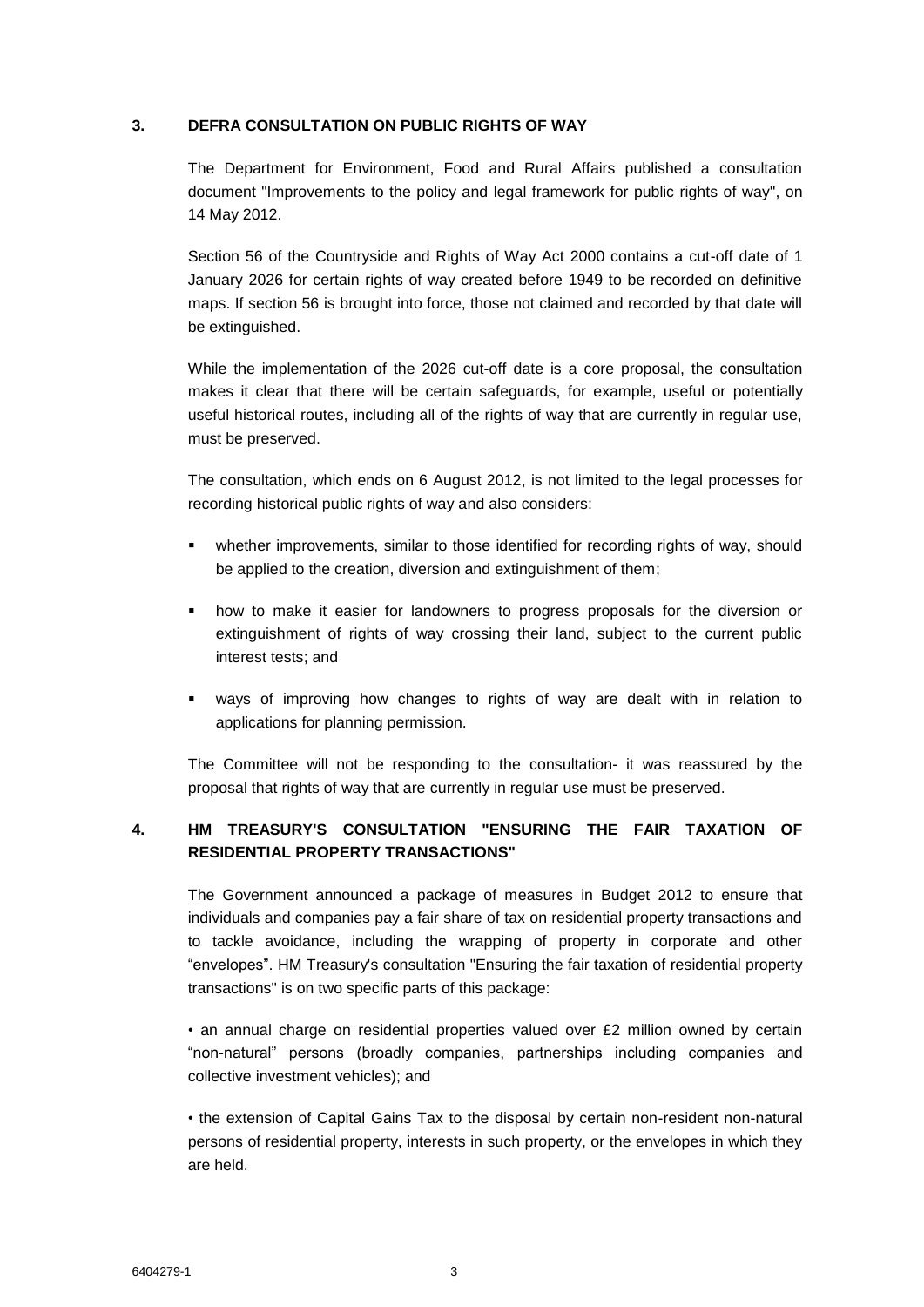## 3. DEFRA CONSULTATION ON PUBLIC RIGHTS OF WAY

The Department for Environment, Food and Rural Affairs published a consultation document "Improvements to the policy and legal framework for public rights of way", on 14 May 2012.

Section 56 of the Countryside and Rights of Way Act 2000 contains a cut-off date of 1 January 2026 for certain rights of way created before 1949 to be recorded on definitive maps. If section 56 is brought into force, those not claimed and recorded by that date will be extinguished.

While the implementation of the 2026 cut-off date is a core proposal, the consultation makes it clear that there will be certain safeguards, for example, useful or potentially useful historical routes, including all of the rights of way that are currently in regular use, must be preserved.

The consultation, which ends on 6 August 2012, is not limited to the legal processes for recording historical public rights of way and also considers:

- whether improvements, similar to those identified for recording rights of way, should be applied to the creation, diversion and extinguishment of them;
- how to make it easier for landowners to progress proposals for the diversion or extinguishment of rights of way crossing their land, subject to the current public interest tests; and
- ways of improving how changes to rights of way are dealt with in relation to applications for planning permission.

The Committee will not be responding to the consultation- it was reassured by the proposal that rights of way that are currently in regular use must be preserved.

## 4. HM TREASURY'S CONSULTATION "ENSURING THE FAIR TAXATION OF RESIDENTIAL PROPERTY TRANSACTIONS"

The Government announced a package of measures in Budget 2012 to ensure that individuals and companies pay a fair share of tax on residential property transactions and to tackle avoidance, including the wrapping of property in corporate and other "envelopes". HM Treasury's consultation "Ensuring the fair taxation of residential property transactions" is on two specific parts of this package:

- an annual charge on residential properties valued over £2 million owned by certain "non-natural" persons (broadly companies, partnerships including companies and collective investment vehicles); and
- the extension of Capital Gains Tax to the disposal by certain non-resident non-natural persons of residential property, interests in such property, or the envelopes in which they are held.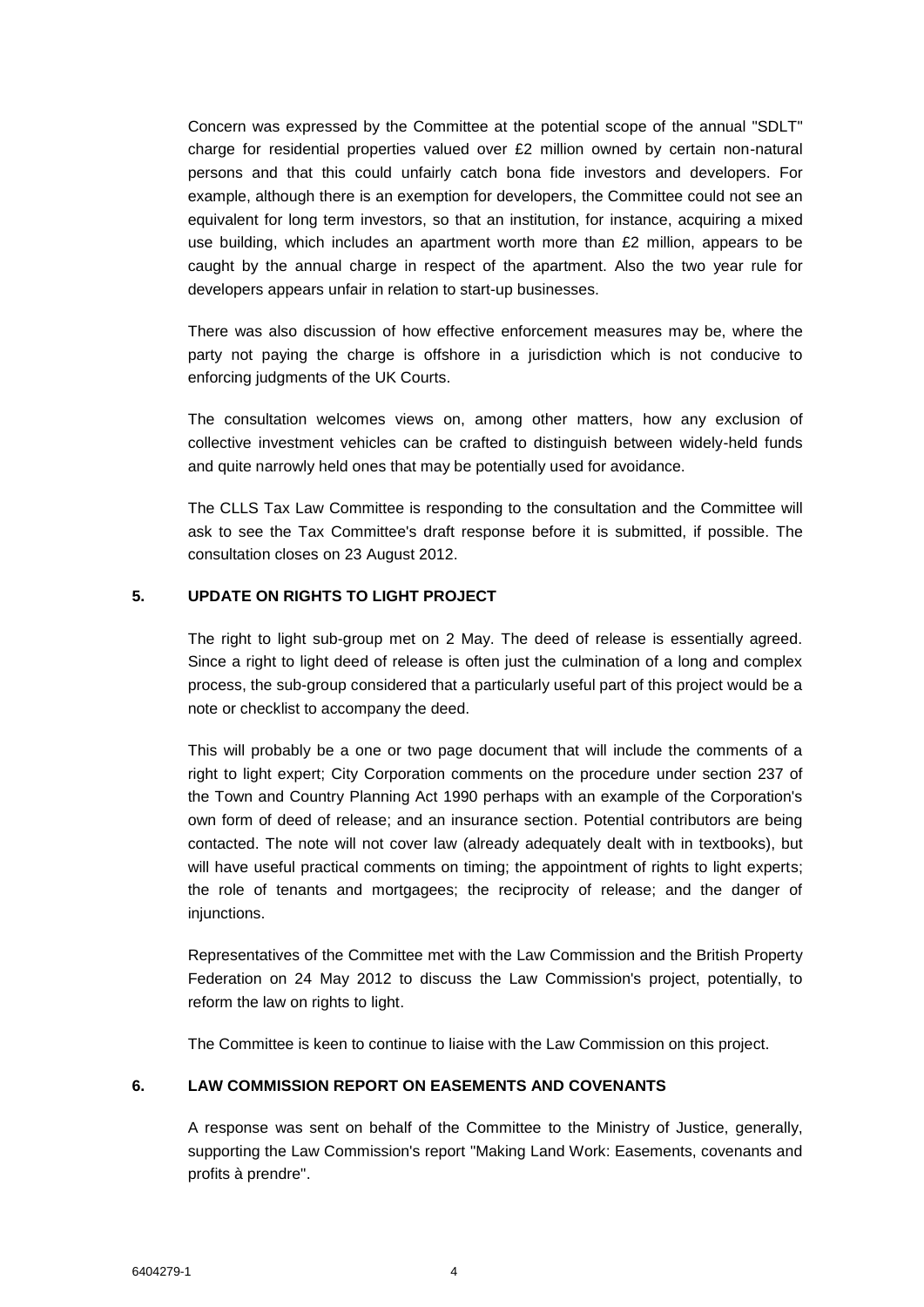Concern was expressed by the Committee at the potential scope of the annual "SDLT" charge for residential properties valued over £2 million owned by certain non-natural persons and that this could unfairly catch bona fide investors and developers. For example, although there is an exemption for developers, the Committee could not see an equivalent for long term investors, so that an institution, for instance, acquiring a mixed use building, which includes an apartment worth more than £2 million, appears to be caught by the annual charge in respect of the apartment. Also the two year rule for developers appears unfair in relation to start-up businesses.

There was also discussion of how effective enforcement measures may be, where the party not paying the charge is offshore in a jurisdiction which is not conducive to enforcing judgments of the UK Courts.

The consultation welcomes views on, among other matters, how any exclusion of collective investment vehicles can be crafted to distinguish between widely-held funds and quite narrowly held ones that may be potentially used for avoidance.

The CLLS Tax Law Committee is responding to the consultation and the Committee will ask to see the Tax Committee's draft response before it is submitted, if possible. The consultation closes on 23 August 2012.

## 5. UPDATE ON RIGHTS TO LIGHT PROJECT

The right to light sub-group met on 2 May. The deed of release is essentially agreed. Since a right to light deed of release is often just the culmination of a long and complex process, the sub-group considered that a particularly useful part of this project would be a note or checklist to accompany the deed.

This will probably be a one or two page document that will include the comments of a right to light expert; City Corporation comments on the procedure under section 237 of the Town and Country Planning Act 1990 perhaps with an example of the Corporation's own form of deed of release; and an insurance section. Potential contributors are being contacted. The note will not cover law (already adequately dealt with in textbooks), but will have useful practical comments on timing; the appointment of rights to light experts; the role of tenants and mortgagees; the reciprocity of release; and the danger of injunctions.

Representatives of the Committee met with the Law Commission and the British Property Federation on 24 May 2012 to discuss the Law Commission's project, potentially, to reform the law on rights to light.

The Committee is keen to continue to liaise with the Law Commission on this project.

## 6. LAW COMMISSION REPORT ON EASEMENTS AND COVENANTS

A response was sent on behalf of the Committee to the Ministry of Justice, generally, supporting the Law Commission's report "Making Land Work: Easements, covenants and profits à prendre".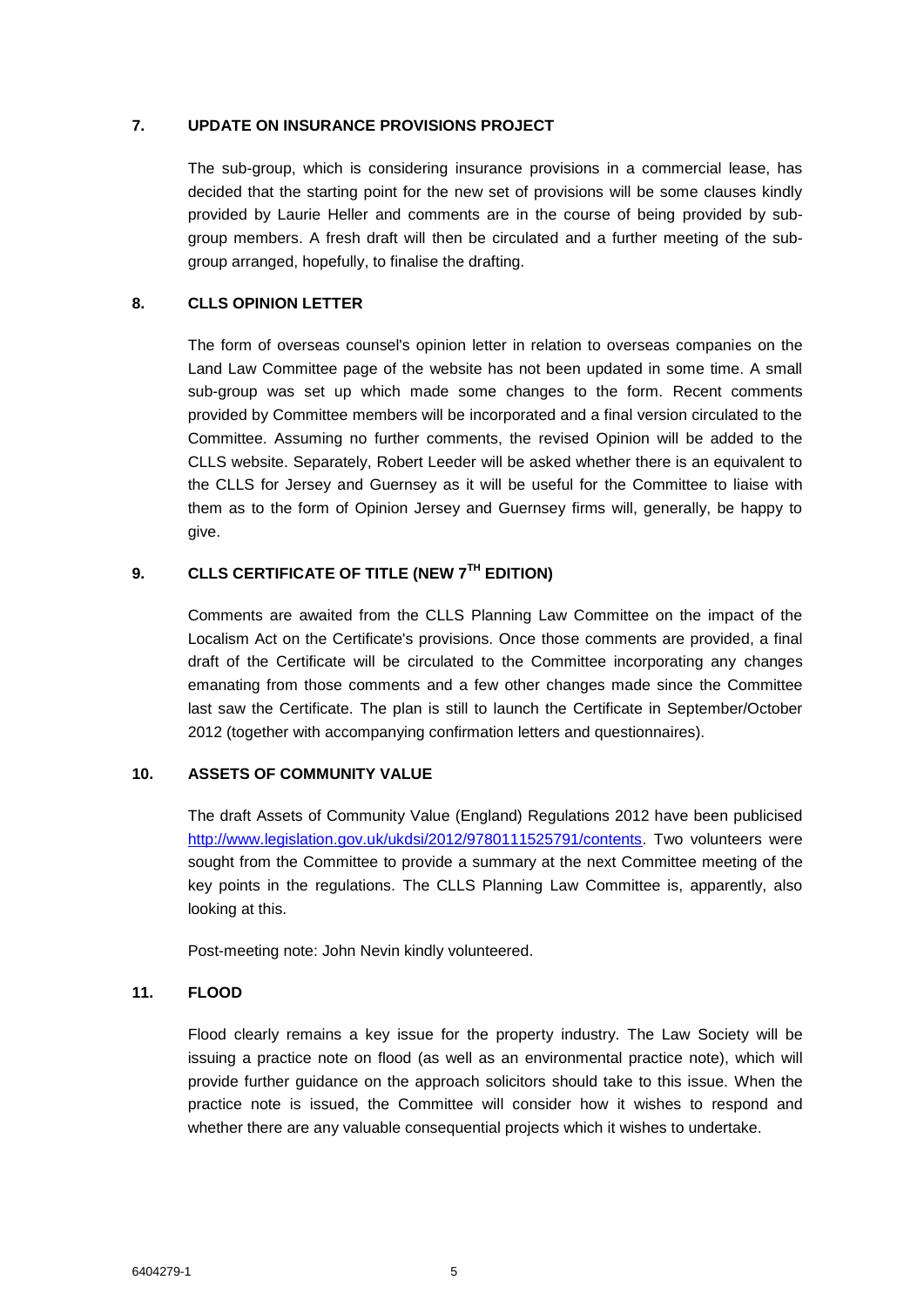## 7. UPDATE ON INSURANCE PROVISIONS PROJECT

The sub-group, which is considering insurance provisions in a commercial lease, has decided that the starting point for the new set of provisions will be some clauses kindly provided by Laurie Heller and comments are in the course of being provided by sub-group members. A fresh draft will then be circulated and a further meeting of the sub-group arranged, hopefully, to finalise the drafting.

## 8. CLLS OPINION LETTER

The form of overseas counsel's opinion letter in relation to overseas companies on the Land Law Committee page of the website has not been updated in some time. A small sub-group was set up which made some changes to the form. Recent comments provided by Committee members will be incorporated and a final version circulated to the Committee. Assuming no further comments, the revised Opinion will be added to the CLLS website. Separately, Robert Leeder will be asked whether there is an equivalent to the CLLS for Jersey and Guernsey as it will be useful for the Committee to liaise with them as to the form of Opinion Jersey and Guernsey firms will, generally, be happy to give.

## 9. CLLS CERTIFICATE OF TITLE (NEW 7TH EDITION)

Comments are awaited from the CLLS Planning Law Committee on the impact of the Localism Act on the Certificate's provisions. Once those comments are provided, a final draft of the Certificate will be circulated to the Committee incorporating any changes emanating from those comments and a few other changes made since the Committee last saw the Certificate. The plan is still to launch the Certificate in September/October 2012 (together with accompanying confirmation letters and questionnaires).

## 10. ASSETS OF COMMUNITY VALUE

The draft Assets of Community Value (England) Regulations 2012 have been publicised [http://www.legislation.gov.uk/ukdsi/2012/9780111525791/contents](http://www.legislation.gov.uk/ukdsi/2012/9780111525791/contents). Two volunteers were sought from the Committee to provide a summary at the next Committee meeting of the key points in the regulations. The CLLS Planning Law Committee is, apparently, also looking at this.

Post-meeting note: John Nevin kindly volunteered.

## 11. FLOOD

Flood clearly remains a key issue for the property industry. The Law Society will be issuing a practice note on flood (as well as an environmental practice note), which will provide further guidance on the approach solicitors should take to this issue. When the practice note is issued, the Committee will consider how it wishes to respond and whether there are any valuable consequential projects which it wishes to undertake.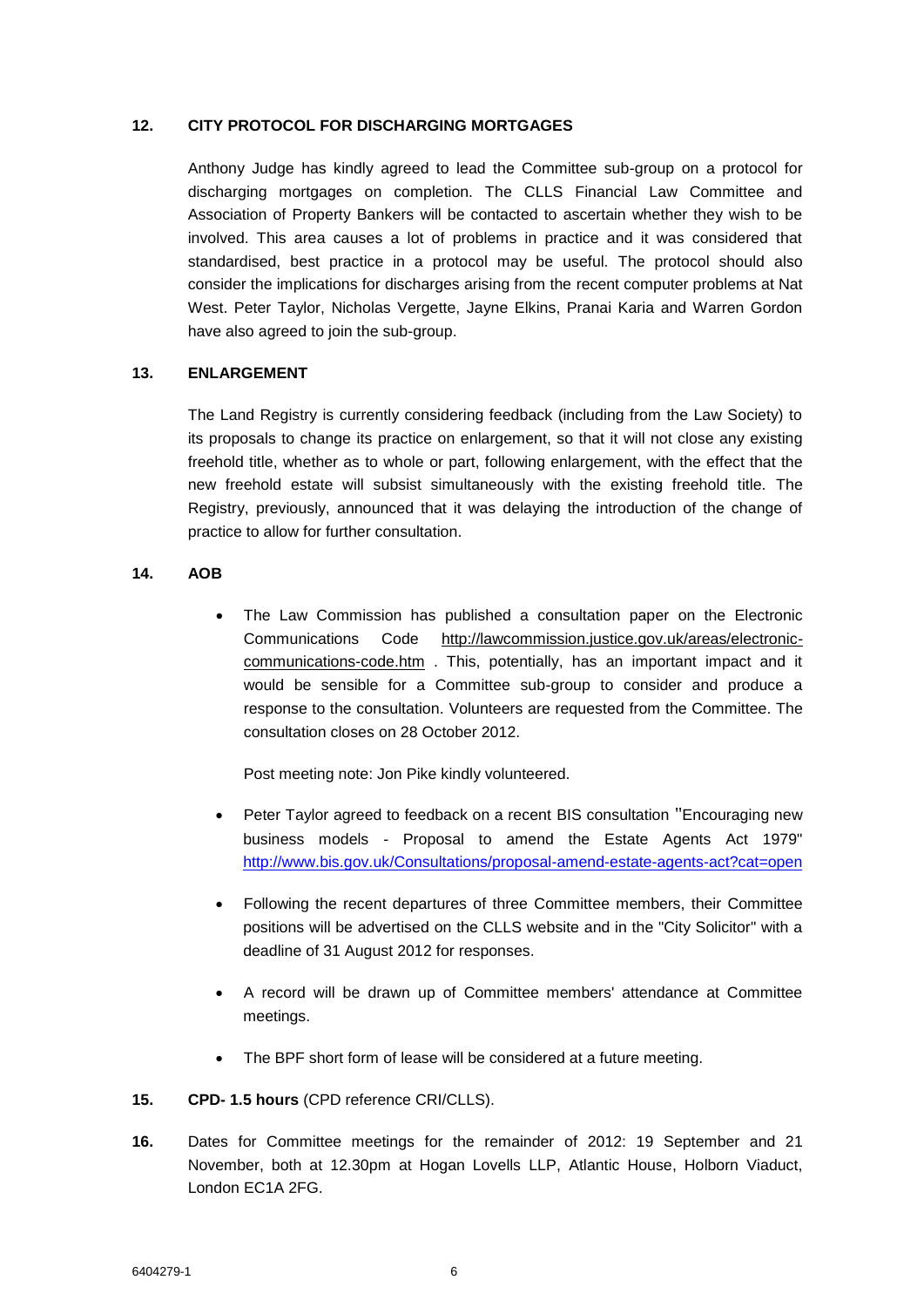**12. CITY PROTOCOL FOR DISCHARGING MORTGAGES**

Anthony Judge has kindly agreed to lead the Committee sub-group on a protocol for discharging mortgages on completion. The CLLS Financial Law Committee and Association of Property Bankers will be contacted to ascertain whether they wish to be involved. This area causes a lot of problems in practice and it was considered that standardised, best practice in a protocol may be useful. The protocol should also consider the implications for discharges arising from the recent computer problems at Nat West. Peter Taylor, Nicholas Vergette, Jayne Elkins, Pranai Karia and Warren Gordon have also agreed to join the sub-group.

**13. ENLARGEMENT**

The Land Registry is currently considering feedback (including from the Law Society) to its proposals to change its practice on enlargement, so that it will not close any existing freehold title, whether as to whole or part, following enlargement, with the effect that the new freehold estate will subsist simultaneously with the existing freehold title. The Registry, previously, announced that it was delaying the introduction of the change of practice to allow for further consultation.

**14. AOB**

- The Law Commission has published a consultation paper on the Electronic Communications Code http://lawcommission.justice.gov.uk/areas/electronic-communications-code.htm . This, potentially, has an important impact and it would be sensible for a Committee sub-group to consider and produce a response to the consultation. Volunteers are requested from the Committee. The consultation closes on 28 October 2012.

  Post meeting note: Jon Pike kindly volunteered.

- Peter Taylor agreed to feedback on a recent BIS consultation "Encouraging new business models - Proposal to amend the Estate Agents Act 1979" http://www.bis.gov.uk/Consultations/proposal-amend-estate-agents-act?cat=open

- Following the recent departures of three Committee members, their Committee positions will be advertised on the CLLS website and in the "City Solicitor" with a deadline of 31 August 2012 for responses.

- A record will be drawn up of Committee members' attendance at Committee meetings.

- The BPF short form of lease will be considered at a future meeting.

**15. CPD- 1.5 hours** (CPD reference CRI/CLLS).

**16.** Dates for Committee meetings for the remainder of 2012: 19 September and 21 November, both at 12.30pm at Hogan Lovells LLP, Atlantic House, Holborn Viaduct, London EC1A 2FG.

6404279-1